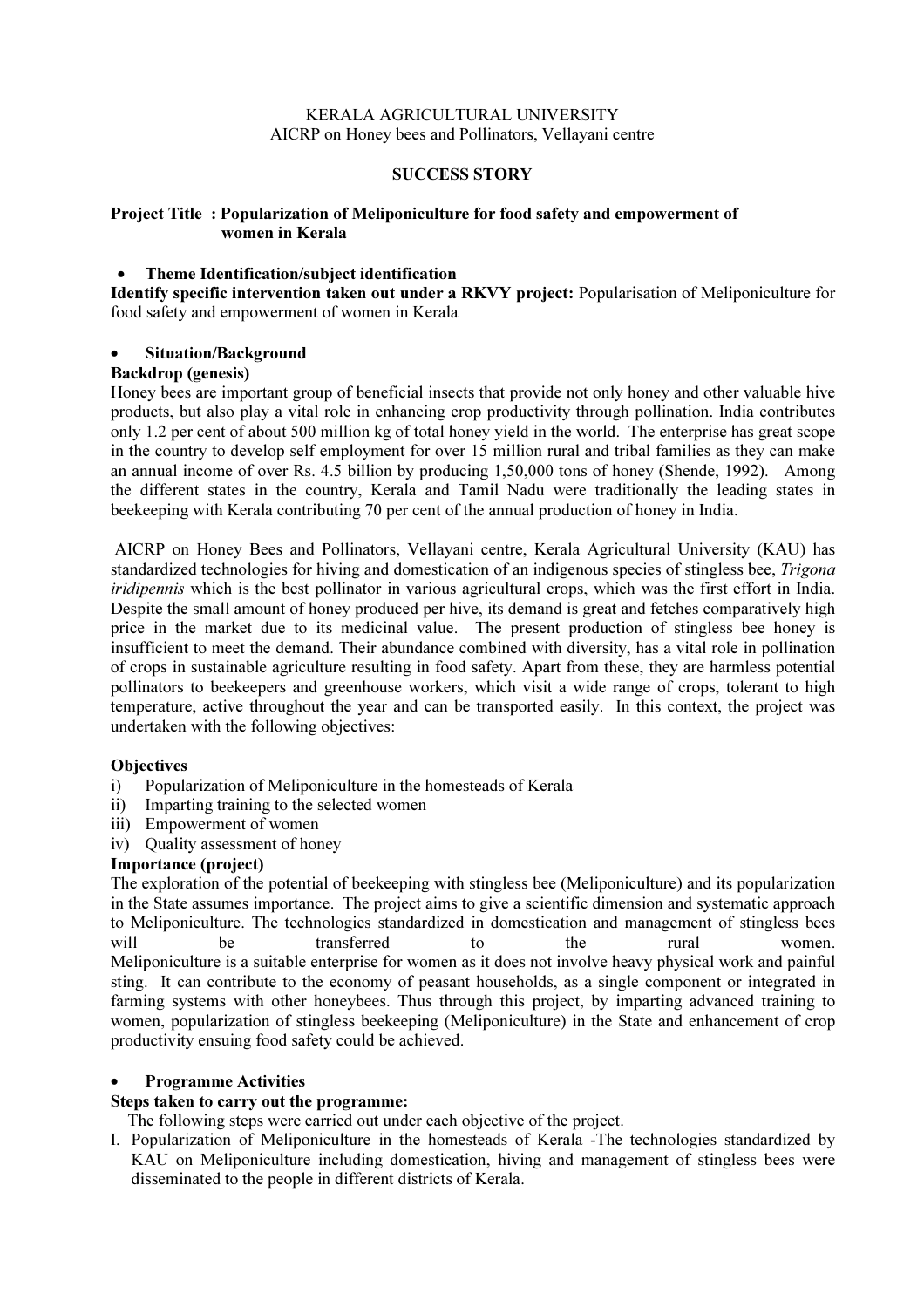KERALA AGRICULTURAL UNIVERSITY
AICRP on Honey bees and Pollinators, Vellayani centre

# SUCCESS STORY

**Project Title : Popularization of Meliponiculture for food safety and empowerment of women in Kerala**

- **Theme Identification/subject identification**

**Identify specific intervention taken out under a RKVY project:** Popularisation of Meliponiculture for food safety and empowerment of women in Kerala

- **Situation/Background**

**Backdrop (genesis)**

Honey bees are important group of beneficial insects that provide not only honey and other valuable hive products, but also play a vital role in enhancing crop productivity through pollination. India contributes only 1.2 per cent of about 500 million kg of total honey yield in the world. The enterprise has great scope in the country to develop self employment for over 15 million rural and tribal families as they can make an annual income of over Rs. 4.5 billion by producing 1,50,000 tons of honey (Shende, 1992). Among the different states in the country, Kerala and Tamil Nadu were traditionally the leading states in beekeeping with Kerala contributing 70 per cent of the annual production of honey in India.

AICRP on Honey Bees and Pollinators, Vellayani centre, Kerala Agricultural University (KAU) has standardized technologies for hiving and domestication of an indigenous species of stingless bee, *Trigona iridipennis* which is the best pollinator in various agricultural crops, which was the first effort in India. Despite the small amount of honey produced per hive, its demand is great and fetches comparatively high price in the market due to its medicinal value. The present production of stingless bee honey is insufficient to meet the demand. Their abundance combined with diversity, has a vital role in pollination of crops in sustainable agriculture resulting in food safety. Apart from these, they are harmless potential pollinators to beekeepers and greenhouse workers, which visit a wide range of crops, tolerant to high temperature, active throughout the year and can be transported easily. In this context, the project was undertaken with the following objectives:

**Objectives**

i) Popularization of Meliponiculture in the homesteads of Kerala
ii) Imparting training to the selected women
iii) Empowerment of women
iv) Quality assessment of honey

**Importance (project)**

The exploration of the potential of beekeeping with stingless bee (Meliponiculture) and its popularization in the State assumes importance. The project aims to give a scientific dimension and systematic approach to Meliponiculture. The technologies standardized in domestication and management of stingless bees will be transferred to the rural women. Meliponiculture is a suitable enterprise for women as it does not involve heavy physical work and painful sting. It can contribute to the economy of peasant households, as a single component or integrated in farming systems with other honeybees. Thus through this project, by imparting advanced training to women, popularization of stingless beekeeping (Meliponiculture) in the State and enhancement of crop productivity ensuing food safety could be achieved.

- **Programme Activities**

**Steps taken to carry out the programme:**

The following steps were carried out under each objective of the project.

I. Popularization of Meliponiculture in the homesteads of Kerala -The technologies standardized by KAU on Meliponiculture including domestication, hiving and management of stingless bees were disseminated to the people in different districts of Kerala.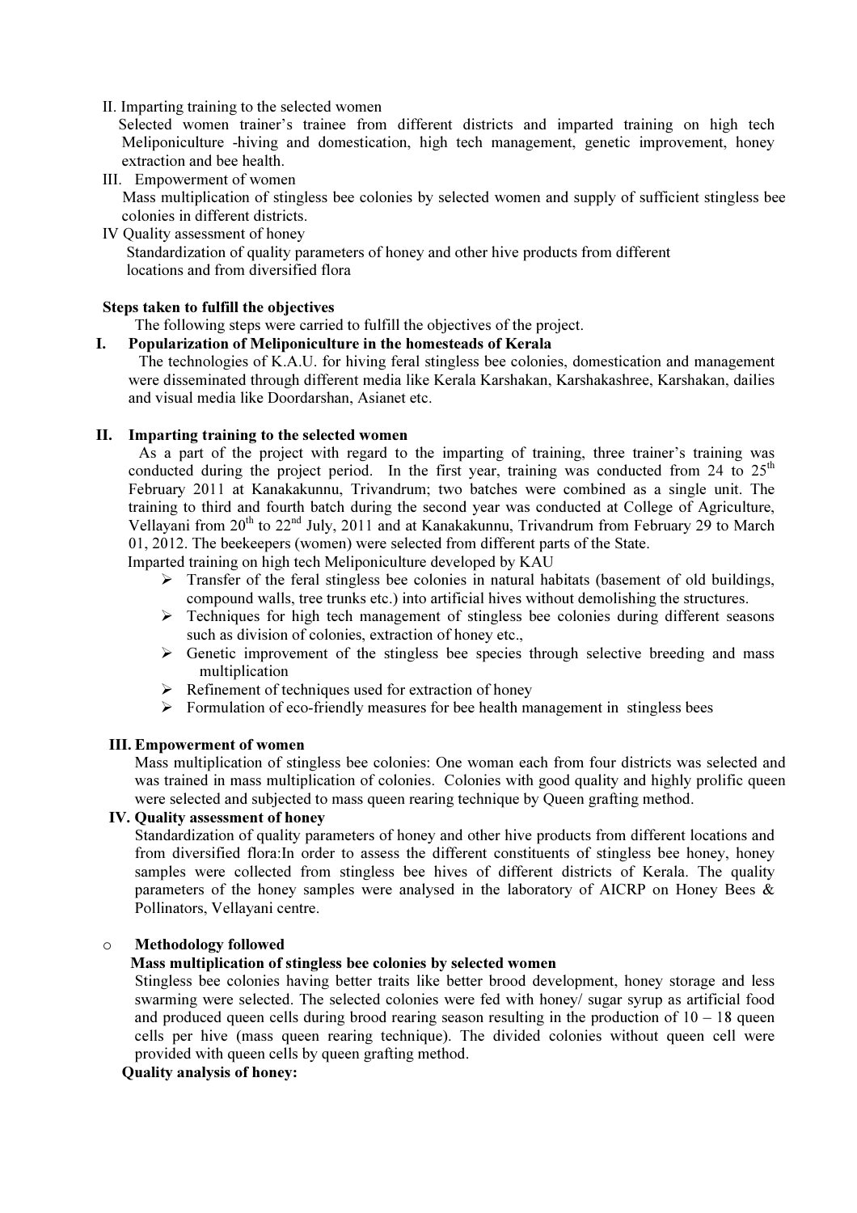II. Imparting training to the selected women

Selected women trainer's trainee from different districts and imparted training on high tech Meliponiculture -hiving and domestication, high tech management, genetic improvement, honey extraction and bee health.

III. Empowerment of women

Mass multiplication of stingless bee colonies by selected women and supply of sufficient stingless bee colonies in different districts.

IV Quality assessment of honey

Standardization of quality parameters of honey and other hive products from different locations and from diversified flora

**Steps taken to fulfill the objectives**

The following steps were carried to fulfill the objectives of the project.

**I. Popularization of Meliponiculture in the homesteads of Kerala**

The technologies of K.A.U. for hiving feral stingless bee colonies, domestication and management were disseminated through different media like Kerala Karshakan, Karshakashree, Karshakan, dailies and visual media like Doordarshan, Asianet etc.

**II. Imparting training to the selected women**

As a part of the project with regard to the imparting of training, three trainer's training was conducted during the project period. In the first year, training was conducted from 24 to 25th February 2011 at Kanakakunnu, Trivandrum; two batches were combined as a single unit. The training to third and fourth batch during the second year was conducted at College of Agriculture, Vellayani from 20th to 22nd July, 2011 and at Kanakakunnu, Trivandrum from February 29 to March 01, 2012. The beekeepers (women) were selected from different parts of the State.

Imparted training on high tech Meliponiculture developed by KAU

- Transfer of the feral stingless bee colonies in natural habitats (basement of old buildings, compound walls, tree trunks etc.) into artificial hives without demolishing the structures.
- Techniques for high tech management of stingless bee colonies during different seasons such as division of colonies, extraction of honey etc.,
- Genetic improvement of the stingless bee species through selective breeding and mass multiplication
- Refinement of techniques used for extraction of honey
- Formulation of eco-friendly measures for bee health management in stingless bees

**III. Empowerment of women**

Mass multiplication of stingless bee colonies: One woman each from four districts was selected and was trained in mass multiplication of colonies. Colonies with good quality and highly prolific queen were selected and subjected to mass queen rearing technique by Queen grafting method.

**IV. Quality assessment of honey**

Standardization of quality parameters of honey and other hive products from different locations and from diversified flora:In order to assess the different constituents of stingless bee honey, honey samples were collected from stingless bee hives of different districts of Kerala. The quality parameters of the honey samples were analysed in the laboratory of AICRP on Honey Bees & Pollinators, Vellayani centre.

- **Methodology followed**

**Mass multiplication of stingless bee colonies by selected women**

Stingless bee colonies having better traits like better brood development, honey storage and less swarming were selected. The selected colonies were fed with honey/ sugar syrup as artificial food and produced queen cells during brood rearing season resulting in the production of 10 – 18 queen cells per hive (mass queen rearing technique). The divided colonies without queen cell were provided with queen cells by queen grafting method.

**Quality analysis of honey:**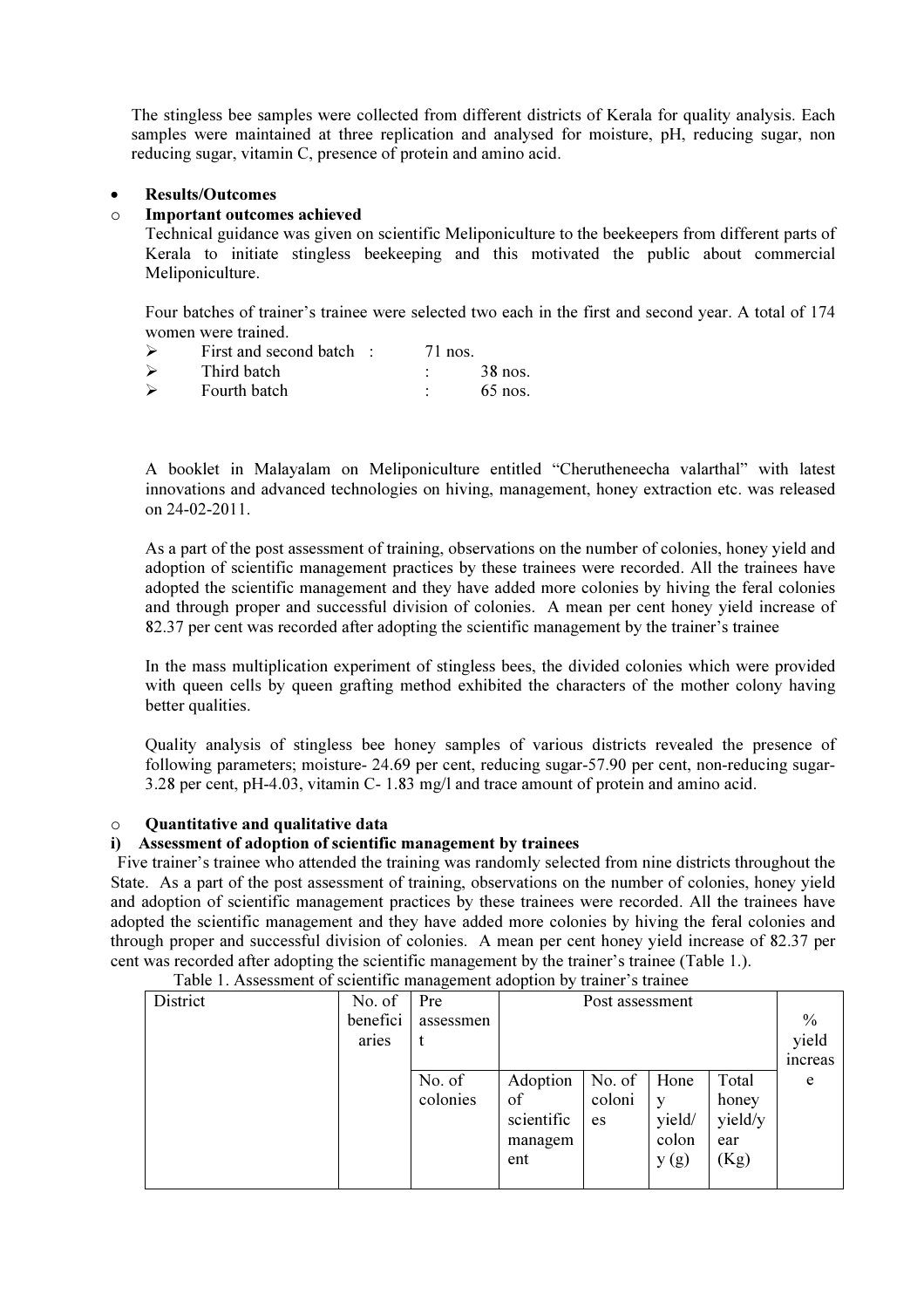The stingless bee samples were collected from different districts of Kerala for quality analysis. Each samples were maintained at three replication and analysed for moisture, pH, reducing sugar, non reducing sugar, vitamin C, presence of protein and amino acid.

- **Results/Outcomes**
  - **Important outcomes achieved**

Technical guidance was given on scientific Meliponiculture to the beekeepers from different parts of Kerala to initiate stingless beekeeping and this motivated the public about commercial Meliponiculture.

Four batches of trainer's trainee were selected two each in the first and second year. A total of 174 women were trained.

- First and second batch : 71 nos.
- Third batch : 38 nos.
- Fourth batch : 65 nos.

A booklet in Malayalam on Meliponiculture entitled "Cherutheneecha valarthal" with latest innovations and advanced technologies on hiving, management, honey extraction etc. was released on 24-02-2011.

As a part of the post assessment of training, observations on the number of colonies, honey yield and adoption of scientific management practices by these trainees were recorded. All the trainees have adopted the scientific management and they have added more colonies by hiving the feral colonies and through proper and successful division of colonies. A mean per cent honey yield increase of 82.37 per cent was recorded after adopting the scientific management by the trainer's trainee

In the mass multiplication experiment of stingless bees, the divided colonies which were provided with queen cells by queen grafting method exhibited the characters of the mother colony having better qualities.

Quality analysis of stingless bee honey samples of various districts revealed the presence of following parameters; moisture- 24.69 per cent, reducing sugar-57.90 per cent, non-reducing sugar-3.28 per cent, pH-4.03, vitamin C- 1.83 mg/l and trace amount of protein and amino acid.

- **Quantitative and qualitative data**

**i) Assessment of adoption of scientific management by trainees**

Five trainer's trainee who attended the training was randomly selected from nine districts throughout the State. As a part of the post assessment of training, observations on the number of colonies, honey yield and adoption of scientific management practices by these trainees were recorded. All the trainees have adopted the scientific management and they have added more colonies by hiving the feral colonies and through proper and successful division of colonies. A mean per cent honey yield increase of 82.37 per cent was recorded after adopting the scientific management by the trainer's trainee (Table 1.).

Table 1. Assessment of scientific management adoption by trainer's trainee

| District | No. of beneficiaries | Pre assessment | Post assessment | | | | % yield increase |
|---|---|---|---|---|---|---|---|
| | | No. of colonies | Adoption of scientific management | No. of colonies | Honey yield/ colony (g) | Total honey yield/year (Kg) | |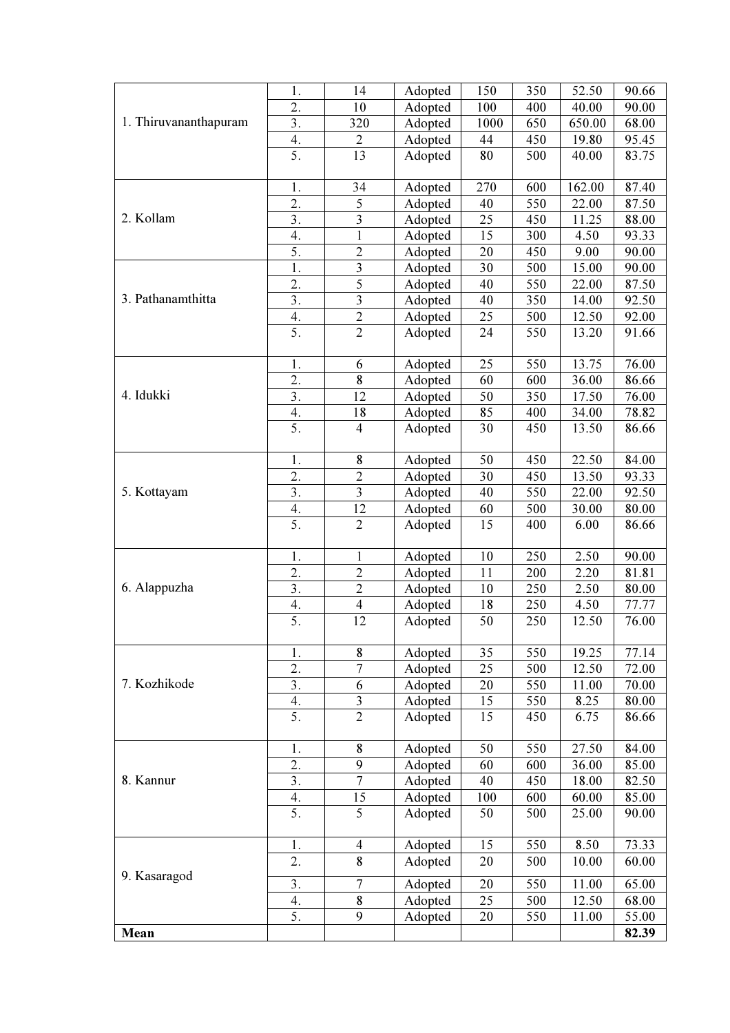| | | | | | | | |
|---|---|---|---|---|---|---|---|
| 1. Thiruvananthapuram | 1. | 14 | Adopted | 150 | 350 | 52.50 | 90.66 |
| | 2. | 10 | Adopted | 100 | 400 | 40.00 | 90.00 |
| | 3. | 320 | Adopted | 1000 | 650 | 650.00 | 68.00 |
| | 4. | 2 | Adopted | 44 | 450 | 19.80 | 95.45 |
| | 5. | 13 | Adopted | 80 | 500 | 40.00 | 83.75 |
| 2. Kollam | 1. | 34 | Adopted | 270 | 600 | 162.00 | 87.40 |
| | 2. | 5 | Adopted | 40 | 550 | 22.00 | 87.50 |
| | 3. | 3 | Adopted | 25 | 450 | 11.25 | 88.00 |
| | 4. | 1 | Adopted | 15 | 300 | 4.50 | 93.33 |
| | 5. | 2 | Adopted | 20 | 450 | 9.00 | 90.00 |
| 3. Pathanamthitta | 1. | 3 | Adopted | 30 | 500 | 15.00 | 90.00 |
| | 2. | 5 | Adopted | 40 | 550 | 22.00 | 87.50 |
| | 3. | 3 | Adopted | 40 | 350 | 14.00 | 92.50 |
| | 4. | 2 | Adopted | 25 | 500 | 12.50 | 92.00 |
| | 5. | 2 | Adopted | 24 | 550 | 13.20 | 91.66 |
| 4. Idukki | 1. | 6 | Adopted | 25 | 550 | 13.75 | 76.00 |
| | 2. | 8 | Adopted | 60 | 600 | 36.00 | 86.66 |
| | 3. | 12 | Adopted | 50 | 350 | 17.50 | 76.00 |
| | 4. | 18 | Adopted | 85 | 400 | 34.00 | 78.82 |
| | 5. | 4 | Adopted | 30 | 450 | 13.50 | 86.66 |
| 5. Kottayam | 1. | 8 | Adopted | 50 | 450 | 22.50 | 84.00 |
| | 2. | 2 | Adopted | 30 | 450 | 13.50 | 93.33 |
| | 3. | 3 | Adopted | 40 | 550 | 22.00 | 92.50 |
| | 4. | 12 | Adopted | 60 | 500 | 30.00 | 80.00 |
| | 5. | 2 | Adopted | 15 | 400 | 6.00 | 86.66 |
| 6. Alappuzha | 1. | 1 | Adopted | 10 | 250 | 2.50 | 90.00 |
| | 2. | 2 | Adopted | 11 | 200 | 2.20 | 81.81 |
| | 3. | 2 | Adopted | 10 | 250 | 2.50 | 80.00 |
| | 4. | 4 | Adopted | 18 | 250 | 4.50 | 77.77 |
| | 5. | 12 | Adopted | 50 | 250 | 12.50 | 76.00 |
| 7. Kozhikode | 1. | 8 | Adopted | 35 | 550 | 19.25 | 77.14 |
| | 2. | 7 | Adopted | 25 | 500 | 12.50 | 72.00 |
| | 3. | 6 | Adopted | 20 | 550 | 11.00 | 70.00 |
| | 4. | 3 | Adopted | 15 | 550 | 8.25 | 80.00 |
| | 5. | 2 | Adopted | 15 | 450 | 6.75 | 86.66 |
| 8. Kannur | 1. | 8 | Adopted | 50 | 550 | 27.50 | 84.00 |
| | 2. | 9 | Adopted | 60 | 600 | 36.00 | 85.00 |
| | 3. | 7 | Adopted | 40 | 450 | 18.00 | 82.50 |
| | 4. | 15 | Adopted | 100 | 600 | 60.00 | 85.00 |
| | 5. | 5 | Adopted | 50 | 500 | 25.00 | 90.00 |
| 9. Kasaragod | 1. | 4 | Adopted | 15 | 550 | 8.50 | 73.33 |
| | 2. | 8 | Adopted | 20 | 500 | 10.00 | 60.00 |
| | 3. | 7 | Adopted | 20 | 550 | 11.00 | 65.00 |
| | 4. | 8 | Adopted | 25 | 500 | 12.50 | 68.00 |
| | 5. | 9 | Adopted | 20 | 550 | 11.00 | 55.00 |
| **Mean** | | | | | | | **82.39** |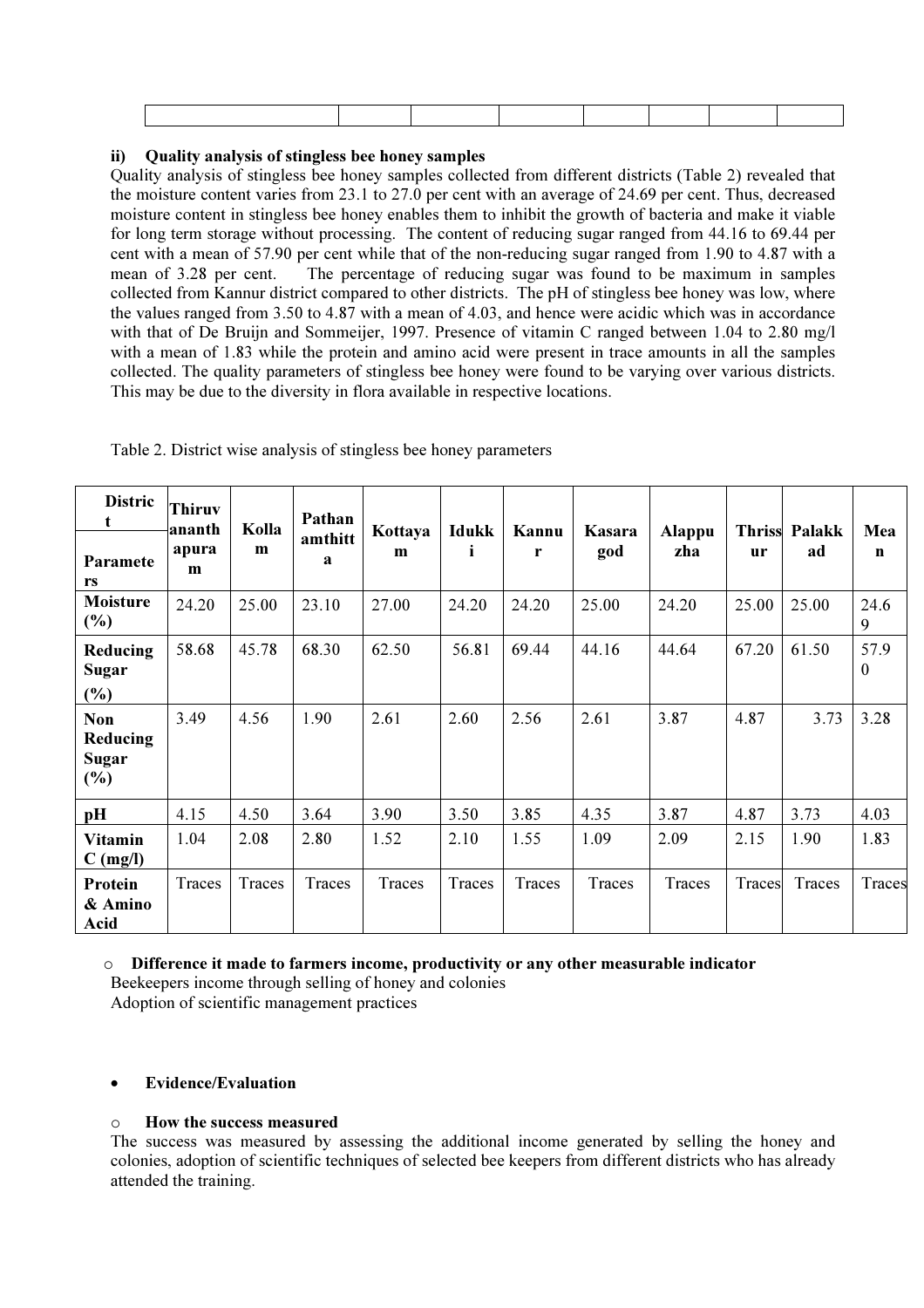#### ii) Quality analysis of stingless bee honey samples

Quality analysis of stingless bee honey samples collected from different districts (Table 2) revealed that the moisture content varies from 23.1 to 27.0 per cent with an average of 24.69 per cent. Thus, decreased moisture content in stingless bee honey enables them to inhibit the growth of bacteria and make it viable for long term storage without processing. The content of reducing sugar ranged from 44.16 to 69.44 per cent with a mean of 57.90 per cent while that of the non-reducing sugar ranged from 1.90 to 4.87 with a mean of 3.28 per cent. The percentage of reducing sugar was found to be maximum in samples collected from Kannur district compared to other districts. The pH of stingless bee honey was low, where the values ranged from 3.50 to 4.87 with a mean of 4.03, and hence were acidic which was in accordance with that of De Bruijn and Sommeijer, 1997. Presence of vitamin C ranged between 1.04 to 2.80 mg/l with a mean of 1.83 while the protein and amino acid were present in trace amounts in all the samples collected. The quality parameters of stingless bee honey were found to be varying over various districts. This may be due to the diversity in flora available in respective locations.

Table 2. District wise analysis of stingless bee honey parameters

| District / Parameters | Thiruvananthapuram | Kollam | Pathanamthitta | Kottayam | Idukki | Kannur | Kasaragod | Alappuzha | Thrissur | Palakkad | Mean |
|---|---|---|---|---|---|---|---|---|---|---|---|
| Moisture (%) | 24.20 | 25.00 | 23.10 | 27.00 | 24.20 | 24.20 | 25.00 | 24.20 | 25.00 | 25.00 | 24.69 |
| Reducing Sugar (%) | 58.68 | 45.78 | 68.30 | 62.50 | 56.81 | 69.44 | 44.16 | 44.64 | 67.20 | 61.50 | 57.90 |
| Non Reducing Sugar (%) | 3.49 | 4.56 | 1.90 | 2.61 | 2.60 | 2.56 | 2.61 | 3.87 | 4.87 | 3.73 | 3.28 |
| pH | 4.15 | 4.50 | 3.64 | 3.90 | 3.50 | 3.85 | 4.35 | 3.87 | 4.87 | 3.73 | 4.03 |
| Vitamin C (mg/l) | 1.04 | 2.08 | 2.80 | 1.52 | 2.10 | 1.55 | 1.09 | 2.09 | 2.15 | 1.90 | 1.83 |
| Protein & Amino Acid | Traces | Traces | Traces | Traces | Traces | Traces | Traces | Traces | Traces | Traces | Traces |

- **Difference it made to farmers income, productivity or any other measurable indicator**

Beekeepers income through selling of honey and colonies

Adoption of scientific management practices

- **Evidence/Evaluation**

- **How the success measured**

The success was measured by assessing the additional income generated by selling the honey and colonies, adoption of scientific techniques of selected bee keepers from different districts who has already attended the training.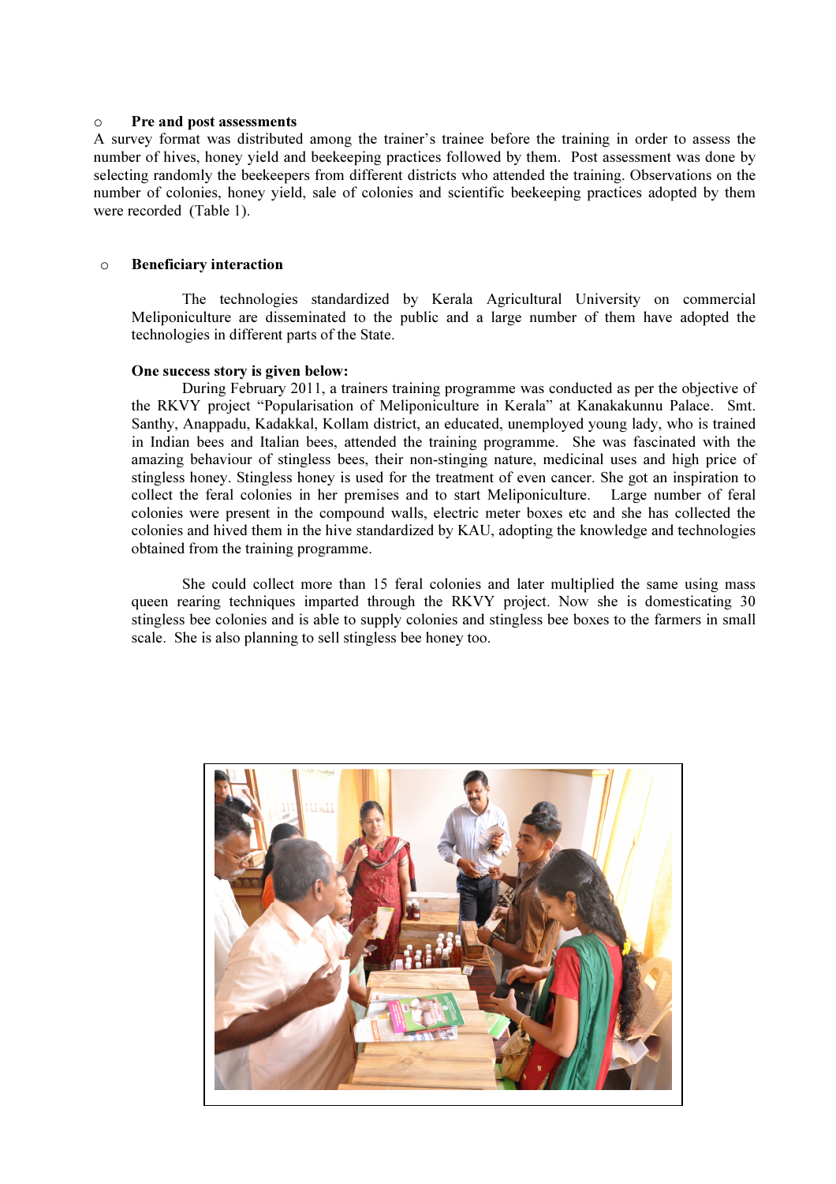- **Pre and post assessments**

A survey format was distributed among the trainer's trainee before the training in order to assess the number of hives, honey yield and beekeeping practices followed by them. Post assessment was done by selecting randomly the beekeepers from different districts who attended the training. Observations on the number of colonies, honey yield, sale of colonies and scientific beekeeping practices adopted by them were recorded (Table 1).

- **Beneficiary interaction**

The technologies standardized by Kerala Agricultural University on commercial Meliponiculture are disseminated to the public and a large number of them have adopted the technologies in different parts of the State.

**One success story is given below:**

During February 2011, a trainers training programme was conducted as per the objective of the RKVY project "Popularisation of Meliponiculture in Kerala" at Kanakakunnu Palace. Smt. Santhy, Anappadu, Kadakkal, Kollam district, an educated, unemployed young lady, who is trained in Indian bees and Italian bees, attended the training programme. She was fascinated with the amazing behaviour of stingless bees, their non-stinging nature, medicinal uses and high price of stingless honey. Stingless honey is used for the treatment of even cancer. She got an inspiration to collect the feral colonies in her premises and to start Meliponiculture. Large number of feral colonies were present in the compound walls, electric meter boxes etc and she has collected the colonies and hived them in the hive standardized by KAU, adopting the knowledge and technologies obtained from the training programme.

She could collect more than 15 feral colonies and later multiplied the same using mass queen rearing techniques imparted through the RKVY project. Now she is domesticating 30 stingless bee colonies and is able to supply colonies and stingless bee boxes to the farmers in small scale. She is also planning to sell stingless bee honey too.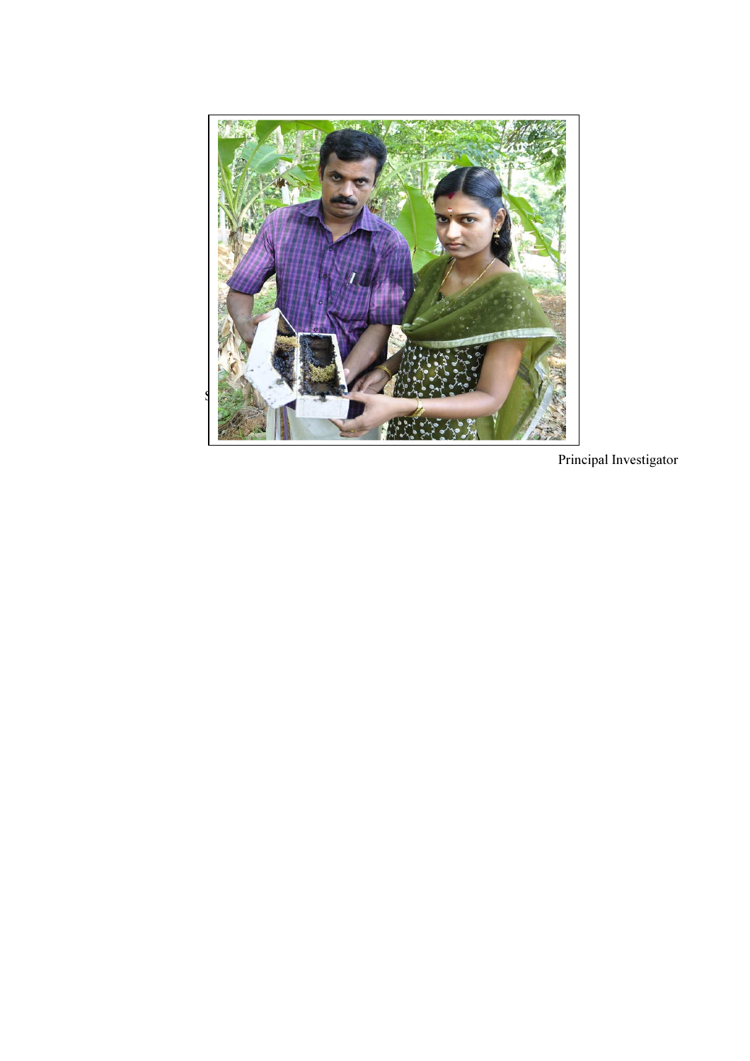Principal Investigator